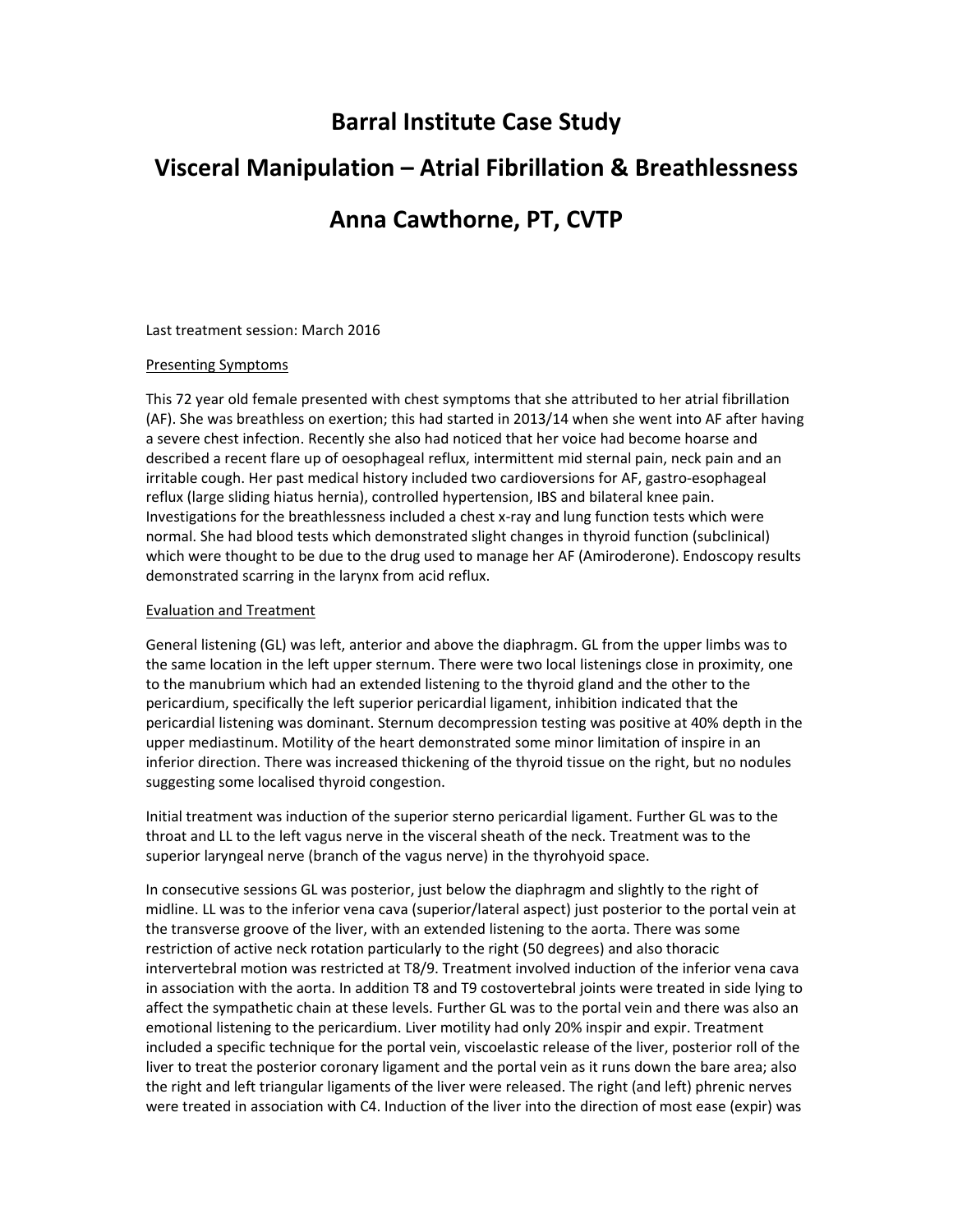# Barral Institute Case Study

# Visceral Manipulation – Atrial Fibrillation & Breathlessness

# Anna Cawthorne, PT, CVTP

Last treatment session: March 2016

## Presenting Symptoms

This 72 year old female presented with chest symptoms that she attributed to her atrial fibrillation (AF). She was breathless on exertion; this had started in 2013/14 when she went into AF after having a severe chest infection. Recently she also had noticed that her voice had become hoarse and described a recent flare up of oesophageal reflux, intermittent mid sternal pain, neck pain and an irritable cough. Her past medical history included two cardioversions for AF, gastro-esophageal reflux (large sliding hiatus hernia), controlled hypertension, IBS and bilateral knee pain. Investigations for the breathlessness included a chest x-ray and lung function tests which were normal. She had blood tests which demonstrated slight changes in thyroid function (subclinical) which were thought to be due to the drug used to manage her AF (Amiroderone). Endoscopy results demonstrated scarring in the larynx from acid reflux.

## Evaluation and Treatment

General listening (GL) was left, anterior and above the diaphragm. GL from the upper limbs was to the same location in the left upper sternum. There were two local listenings close in proximity, one to the manubrium which had an extended listening to the thyroid gland and the other to the pericardium, specifically the left superior pericardial ligament, inhibition indicated that the pericardial listening was dominant. Sternum decompression testing was positive at 40% depth in the upper mediastinum. Motility of the heart demonstrated some minor limitation of inspire in an inferior direction. There was increased thickening of the thyroid tissue on the right, but no nodules suggesting some localised thyroid congestion.

Initial treatment was induction of the superior sterno pericardial ligament. Further GL was to the throat and LL to the left vagus nerve in the visceral sheath of the neck. Treatment was to the superior laryngeal nerve (branch of the vagus nerve) in the thyrohyoid space.

In consecutive sessions GL was posterior, just below the diaphragm and slightly to the right of midline. LL was to the inferior vena cava (superior/lateral aspect) just posterior to the portal vein at the transverse groove of the liver, with an extended listening to the aorta. There was some restriction of active neck rotation particularly to the right (50 degrees) and also thoracic intervertebral motion was restricted at T8/9. Treatment involved induction of the inferior vena cava in association with the aorta. In addition T8 and T9 costovertebral joints were treated in side lying to affect the sympathetic chain at these levels. Further GL was to the portal vein and there was also an emotional listening to the pericardium. Liver motility had only 20% inspir and expir. Treatment included a specific technique for the portal vein, viscoelastic release of the liver, posterior roll of the liver to treat the posterior coronary ligament and the portal vein as it runs down the bare area; also the right and left triangular ligaments of the liver were released. The right (and left) phrenic nerves were treated in association with C4. Induction of the liver into the direction of most ease (expir) was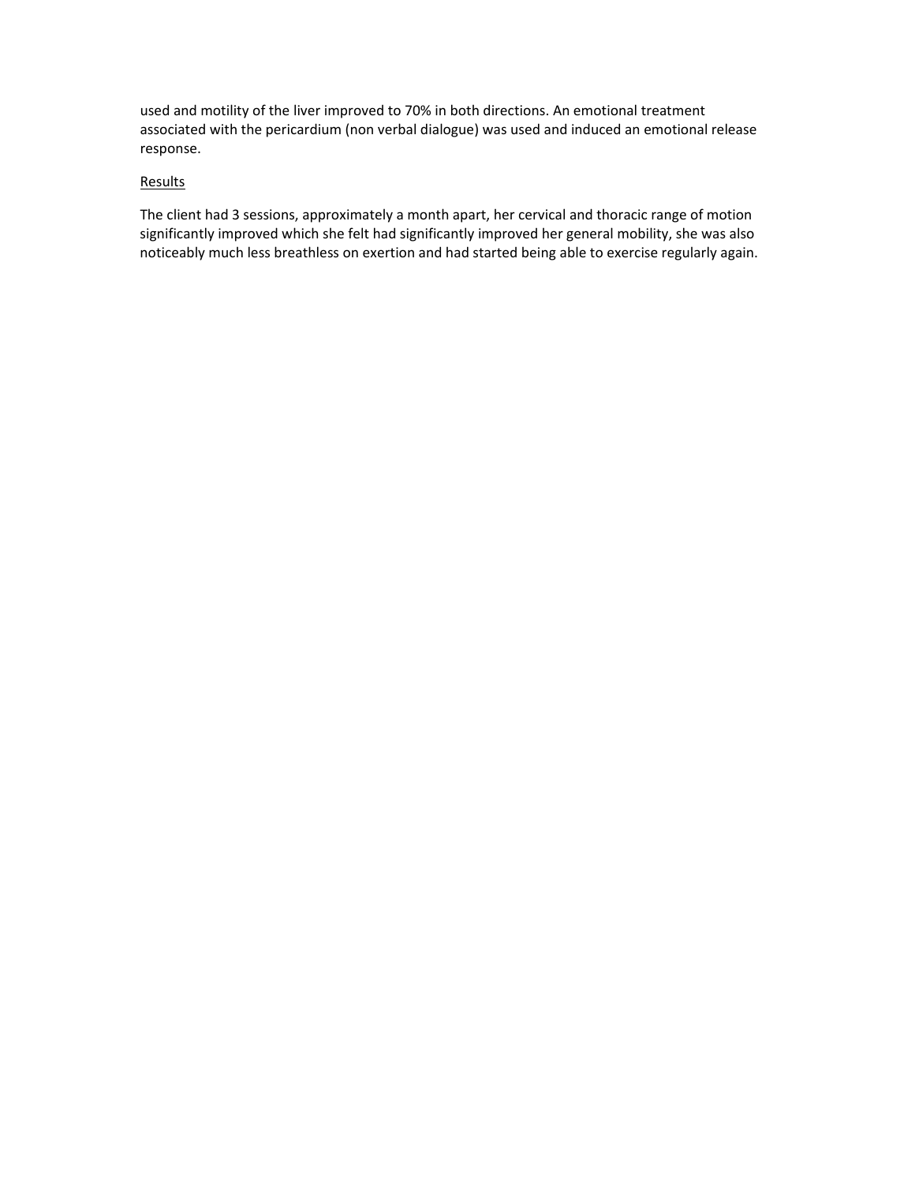used and motility of the liver improved to 70% in both directions. An emotional treatment associated with the pericardium (non verbal dialogue) was used and induced an emotional release response.

<u>Results</u>

The client had 3 sessions, approximately a month apart, her cervical and thoracic range of motion significantly improved which she felt had significantly improved her general mobility, she was also noticeably much less breathless on exertion and had started being able to exercise regularly again.